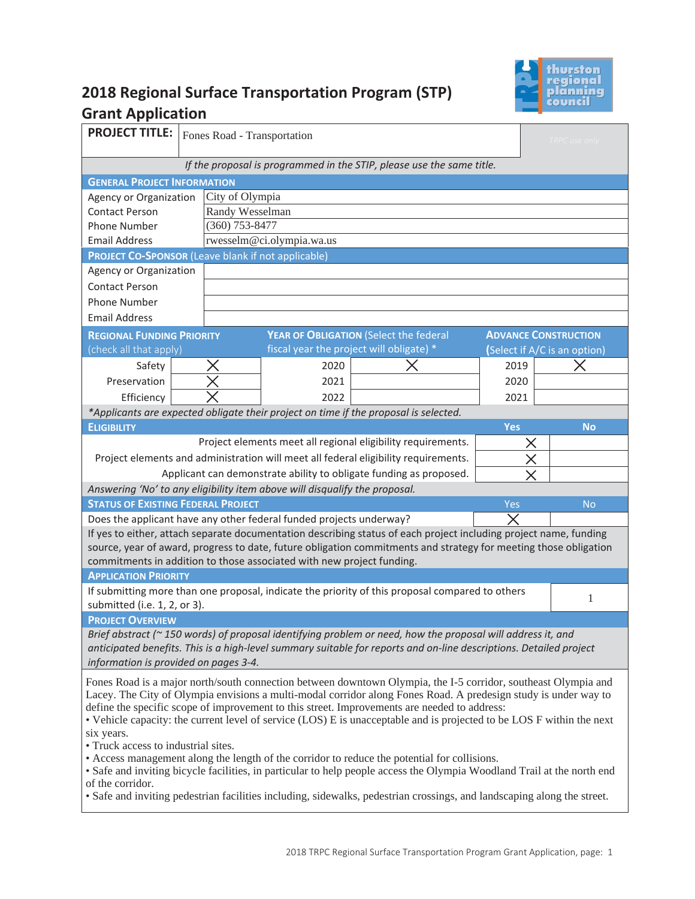# 2018 Regional Surface Transportation Program (STP) Grant Application

| | |
|---|---|
| **PROJECT TITLE:** | Fones Road - Transportation |

*If the proposal is programmed in the STIP, please use the same title.*

## General Project Information

| | |
|---|---|
| Agency or Organization | City of Olympia |
| Contact Person | Randy Wesselman |
| Phone Number | (360) 753-8477 |
| Email Address | rwesselm@ci.olympia.wa.us |

## Project Co-Sponsor (Leave blank if not applicable)

| | |
|---|---|
| Agency or Organization | |
| Contact Person | |
| Phone Number | |
| Email Address | |

| Regional Funding Priority (check all that apply) | | Year of Obligation (Select the federal fiscal year the project will obligate) * | | Advance Construction (Select if A/C is an option) | |
|---|---|---|---|---|---|
| Safety | X | 2020 | X | 2019 | X |
| Preservation | X | 2021 | | 2020 | |
| Efficiency | X | 2022 | | 2021 | |

*\*Applicants are expected obligate their project on time if the proposal is selected.*

| Eligibility | Yes | No |
|---|---|---|
| Project elements meet all regional eligibility requirements. | X | |
| Project elements and administration will meet all federal eligibility requirements. | X | |
| Applicant can demonstrate ability to obligate funding as proposed. | X | |

*Answering 'No' to any eligibility item above will disqualify the proposal.*

| Status of Existing Federal Project | Yes | No |
|---|---|---|
| Does the applicant have any other federal funded projects underway? | X | |

If yes to either, attach separate documentation describing status of each project including project name, funding source, year of award, progress to date, future obligation commitments and strategy for meeting those obligation commitments in addition to those associated with new project funding.

## Application Priority

| | |
|---|---|
| If submitting more than one proposal, indicate the priority of this proposal compared to others submitted (i.e. 1, 2, or 3). | 1 |

## Project Overview

*Brief abstract (~ 150 words) of proposal identifying problem or need, how the proposal will address it, and anticipated benefits. This is a high-level summary suitable for reports and on-line descriptions. Detailed project information is provided on pages 3-4.*

Fones Road is a major north/south connection between downtown Olympia, the I-5 corridor, southeast Olympia and Lacey. The City of Olympia envisions a multi-modal corridor along Fones Road. A predesign study is under way to define the specific scope of improvement to this street. Improvements are needed to address:

- Vehicle capacity: the current level of service (LOS) E is unacceptable and is projected to be LOS F within the next six years.
- Truck access to industrial sites.
- Access management along the length of the corridor to reduce the potential for collisions.
- Safe and inviting bicycle facilities, in particular to help people access the Olympia Woodland Trail at the north end of the corridor.
- Safe and inviting pedestrian facilities including, sidewalks, pedestrian crossings, and landscaping along the street.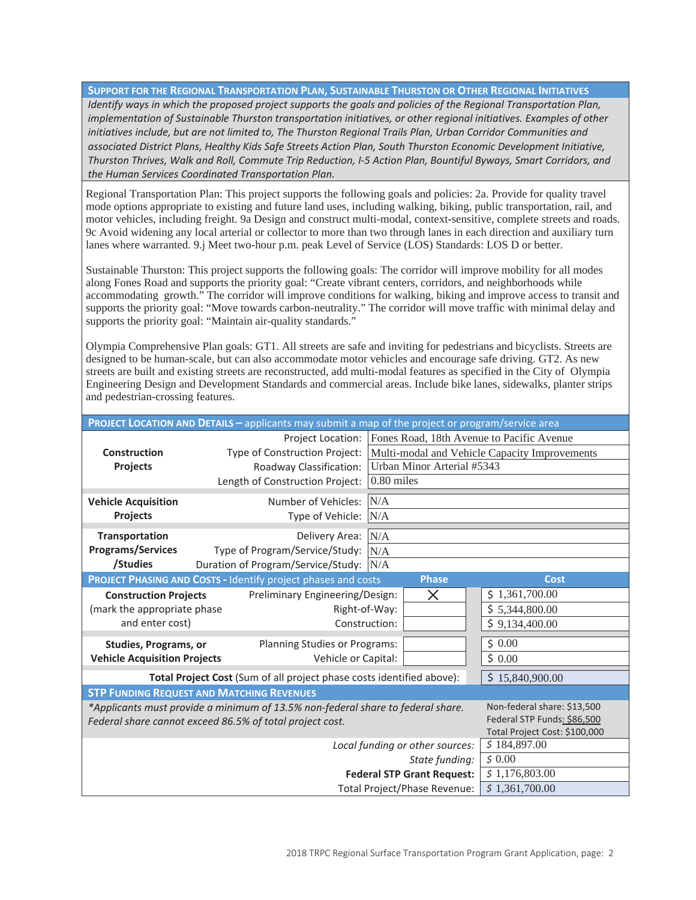## Support for the Regional Transportation Plan, Sustainable Thurston or Other Regional Initiatives

*Identify ways in which the proposed project supports the goals and policies of the Regional Transportation Plan, implementation of Sustainable Thurston transportation initiatives, or other regional initiatives. Examples of other initiatives include, but are not limited to, The Thurston Regional Trails Plan, Urban Corridor Communities and associated District Plans, Healthy Kids Safe Streets Action Plan, South Thurston Economic Development Initiative, Thurston Thrives, Walk and Roll, Commute Trip Reduction, I-5 Action Plan, Bountiful Byways, Smart Corridors, and the Human Services Coordinated Transportation Plan.*

Regional Transportation Plan: This project supports the following goals and policies: 2a. Provide for quality travel mode options appropriate to existing and future land uses, including walking, biking, public transportation, rail, and motor vehicles, including freight. 9a Design and construct multi-modal, context-sensitive, complete streets and roads. 9c Avoid widening any local arterial or collector to more than two through lanes in each direction and auxiliary turn lanes where warranted. 9.j Meet two-hour p.m. peak Level of Service (LOS) Standards: LOS D or better.

Sustainable Thurston: This project supports the following goals: The corridor will improve mobility for all modes along Fones Road and supports the priority goal: "Create vibrant centers, corridors, and neighborhoods while accommodating growth." The corridor will improve conditions for walking, biking and improve access to transit and supports the priority goal: "Move towards carbon-neutrality." The corridor will move traffic with minimal delay and supports the priority goal: "Maintain air-quality standards."

Olympia Comprehensive Plan goals: GT1. All streets are safe and inviting for pedestrians and bicyclists. Streets are designed to be human-scale, but can also accommodate motor vehicles and encourage safe driving. GT2. As new streets are built and existing streets are reconstructed, add multi-modal features as specified in the City of Olympia Engineering Design and Development Standards and commercial areas. Include bike lanes, sidewalks, planter strips and pedestrian-crossing features.

## Project Location and Details – applicants may submit a map of the project or program/service area

| | | |
|---|---|---|
| **Construction Projects** | Project Location: | Fones Road, 18th Avenue to Pacific Avenue |
| | Type of Construction Project: | Multi-modal and Vehicle Capacity Improvements |
| | Roadway Classification: | Urban Minor Arterial #5343 |
| | Length of Construction Project: | 0.80 miles |
| **Vehicle Acquisition Projects** | Number of Vehicles: | N/A |
| | Type of Vehicle: | N/A |
| **Transportation Programs/Services /Studies** | Delivery Area: | N/A |
| | Type of Program/Service/Study: | N/A |
| | Duration of Program/Service/Study: | N/A |

## Project Phasing and Costs - Identify project phases and costs

| | | Phase | Cost |
|---|---|---|---|
| **Construction Projects** (mark the appropriate phase and enter cost) | Preliminary Engineering/Design: | X | $ 1,361,700.00 |
| | Right-of-Way: | | $ 5,344,800.00 |
| | Construction: | | $ 9,134,400.00 |
| **Studies, Programs, or Vehicle Acquisition Projects** | Planning Studies or Programs: | | $ 0.00 |
| | Vehicle or Capital: | | $ 0.00 |
| | **Total Project Cost** (Sum of all project phase costs identified above): | | $ 15,840,900.00 |

## STP Funding Request and Matching Revenues

*\*Applicants must provide a minimum of 13.5% non-federal share to federal share. Federal share cannot exceed 86.5% of total project cost.*

Non-federal share: $13,500
Federal STP Funds: $86,500
Total Project Cost: $100,000

| | |
|---|---|
| *Local funding or other sources:* | $ 184,897.00 |
| *State funding:* | $ 0.00 |
| **Federal STP Grant Request:** | $ 1,176,803.00 |
| Total Project/Phase Revenue: | $ 1,361,700.00 |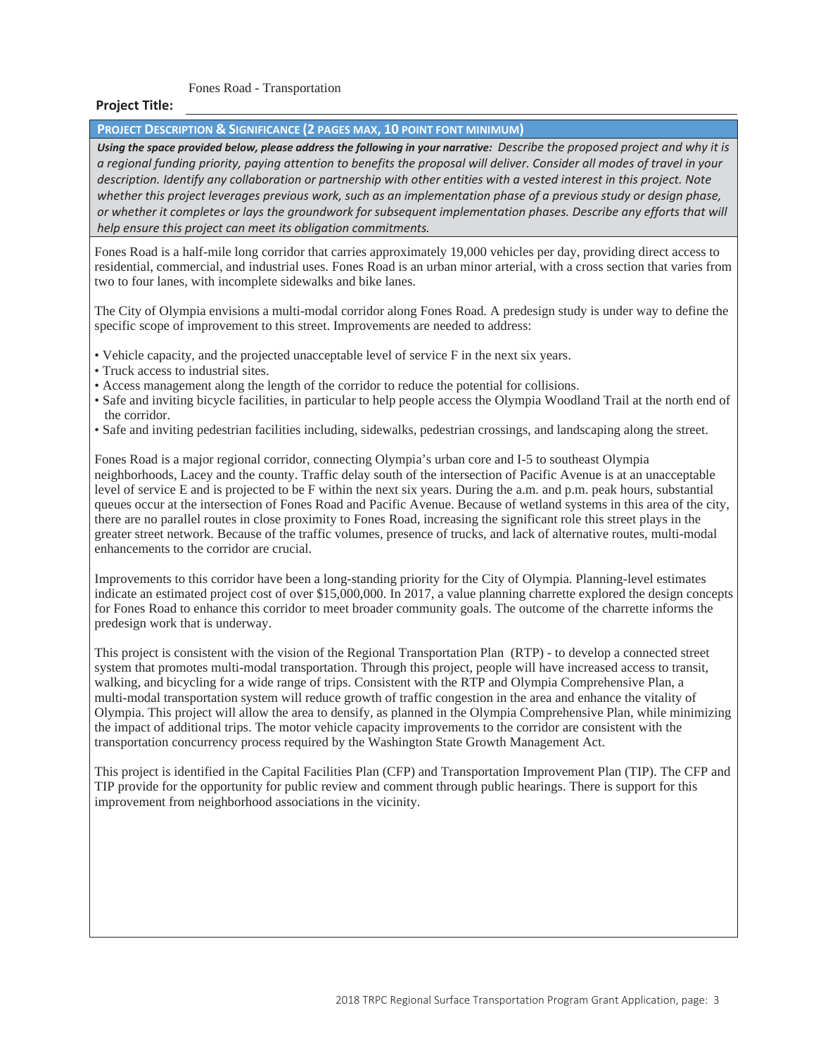**Project Title:** Fones Road - Transportation

## PROJECT DESCRIPTION & SIGNIFICANCE (2 PAGES MAX, 10 POINT FONT MINIMUM)

***Using the space provided below, please address the following in your narrative:*** *Describe the proposed project and why it is a regional funding priority, paying attention to benefits the proposal will deliver. Consider all modes of travel in your description. Identify any collaboration or partnership with other entities with a vested interest in this project. Note whether this project leverages previous work, such as an implementation phase of a previous study or design phase, or whether it completes or lays the groundwork for subsequent implementation phases. Describe any efforts that will help ensure this project can meet its obligation commitments.*

Fones Road is a half-mile long corridor that carries approximately 19,000 vehicles per day, providing direct access to residential, commercial, and industrial uses. Fones Road is an urban minor arterial, with a cross section that varies from two to four lanes, with incomplete sidewalks and bike lanes.

The City of Olympia envisions a multi-modal corridor along Fones Road. A predesign study is under way to define the specific scope of improvement to this street. Improvements are needed to address:

- Vehicle capacity, and the projected unacceptable level of service F in the next six years.
- Truck access to industrial sites.
- Access management along the length of the corridor to reduce the potential for collisions.
- Safe and inviting bicycle facilities, in particular to help people access the Olympia Woodland Trail at the north end of the corridor.
- Safe and inviting pedestrian facilities including, sidewalks, pedestrian crossings, and landscaping along the street.

Fones Road is a major regional corridor, connecting Olympia's urban core and I-5 to southeast Olympia neighborhoods, Lacey and the county. Traffic delay south of the intersection of Pacific Avenue is at an unacceptable level of service E and is projected to be F within the next six years. During the a.m. and p.m. peak hours, substantial queues occur at the intersection of Fones Road and Pacific Avenue. Because of wetland systems in this area of the city, there are no parallel routes in close proximity to Fones Road, increasing the significant role this street plays in the greater street network. Because of the traffic volumes, presence of trucks, and lack of alternative routes, multi-modal enhancements to the corridor are crucial.

Improvements to this corridor have been a long-standing priority for the City of Olympia. Planning-level estimates indicate an estimated project cost of over $15,000,000. In 2017, a value planning charrette explored the design concepts for Fones Road to enhance this corridor to meet broader community goals. The outcome of the charrette informs the predesign work that is underway.

This project is consistent with the vision of the Regional Transportation Plan (RTP) - to develop a connected street system that promotes multi-modal transportation. Through this project, people will have increased access to transit, walking, and bicycling for a wide range of trips. Consistent with the RTP and Olympia Comprehensive Plan, a multi-modal transportation system will reduce growth of traffic congestion in the area and enhance the vitality of Olympia. This project will allow the area to densify, as planned in the Olympia Comprehensive Plan, while minimizing the impact of additional trips. The motor vehicle capacity improvements to the corridor are consistent with the transportation concurrency process required by the Washington State Growth Management Act.

This project is identified in the Capital Facilities Plan (CFP) and Transportation Improvement Plan (TIP). The CFP and TIP provide for the opportunity for public review and comment through public hearings. There is support for this improvement from neighborhood associations in the vicinity.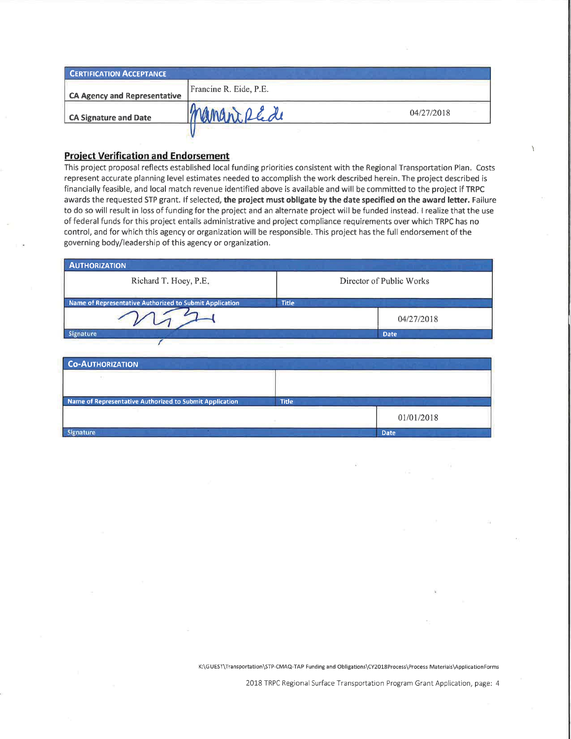| CERTIFICATION ACCEPTANCE | | |
| --- | --- | --- |
| CA Agency and Representative | Francine R. Eide, P.E. | |
| CA Signature and Date | | 04/27/2018 |

## Project Verification and Endorsement

This project proposal reflects established local funding priorities consistent with the Regional Transportation Plan. Costs represent accurate planning level estimates needed to accomplish the work described herein. The project described is financially feasible, and local match revenue identified above is available and will be committed to the project if TRPC awards the requested STP grant. If selected, **the project must obligate by the date specified on the award letter.** Failure to do so will result in loss of funding for the project and an alternate project will be funded instead. I realize that the use of federal funds for this project entails administrative and project compliance requirements over which TRPC has no control, and for which this agency or organization will be responsible. This project has the full endorsement of the governing body/leadership of this agency or organization.

| AUTHORIZATION | | |
| --- | --- | --- |
| Richard T. Hoey, P.E. | Director of Public Works | |
| Name of Representative Authorized to Submit Application | Title | |
| | | 04/27/2018 |
| Signature | | Date |

| CO-AUTHORIZATION | | |
| --- | --- | --- |
| | | |
| Name of Representative Authorized to Submit Application | Title | |
| | | 01/01/2018 |
| Signature | | Date |

K:\GUEST\Transportation\STP-CMAQ-TAP Funding and Obligations\CY2018Process\Process Materials\ApplicationForms

2018 TRPC Regional Surface Transportation Program Grant Application, page: 4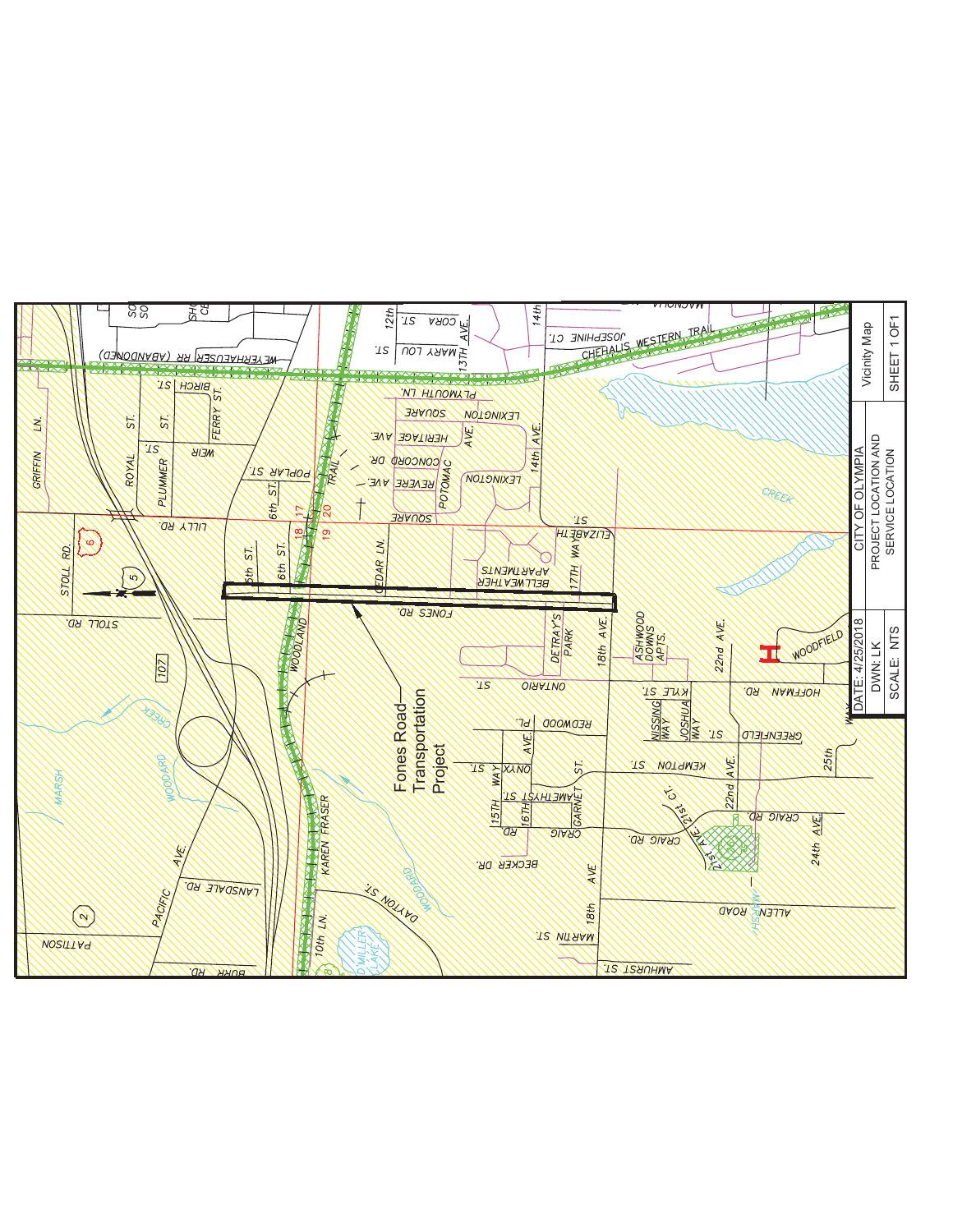Fones Road Transportation Project

CITY OF OLYMPIA
PROJECT LOCATION AND SERVICE LOCATION

Vicinity Map

SHEET 1 OF1

DATE: 4/25/2018
DWN: LK
SCALE: NTS

GRIFFIN LN.
ROYAL ST.
PLUMMER ST.
WEIR ST.
FERRY ST.
BIRCH ST.
WEYERHAEUSER RR (ABANDONED)
CHEHALIS WESTERN TRAIL
JOSEPHINE CT.
MARY LOU ST.
CORA ST.
12th AVE.
13TH AVE.
14th AVE.
PLYMOUTH LN.
LEXINGTON SQUARE
HERITAGE AVE.
CONCORD DR.
REVERE AVE.
POTOMAC AVE.
LEXINGTON SQUARE
TRAIL
POPLAR ST.
6th ST.
5th ST.
LILLY RD.
STOLL RD.
CEDAR LN.
BELLWEATHER APARTMENTS
17TH WAY
ELIZABETH ST.
CREEK
FONES RD.
WOODLAND
DETRAY'S PARK
18th AVE.
ASHWOOD DOWNS APTS.
22nd AVE.
WOODFIELD
HOFFMAN RD.
ONTARIO ST.
KYLE ST.
NISSING WAY
JOSHUA WAY
GREENFIELD ST.
REDWOOD PL.
ONYX AVE.
15TH WAY
16TH ST.
AMETHYST ST.
GARNET ST.
CRAIG RD.
KEMPTON ST.
21st CT.
21st AVE.
CRAIG RD.
24th AVE.
25th
BECKER DR.
18th AVE
MARTIN ST.
AMHURST ST.
ALLEN ROAD
KAREN FRASER
DAYTON ST.
WOODARD
10th LN.
MILLER LAKE
LANSDALE RD.
PACIFIC AVE.
PATTISON
BURR RD.
MARSH
WOODARD CREEK
107
2
5
6
17
18
19
20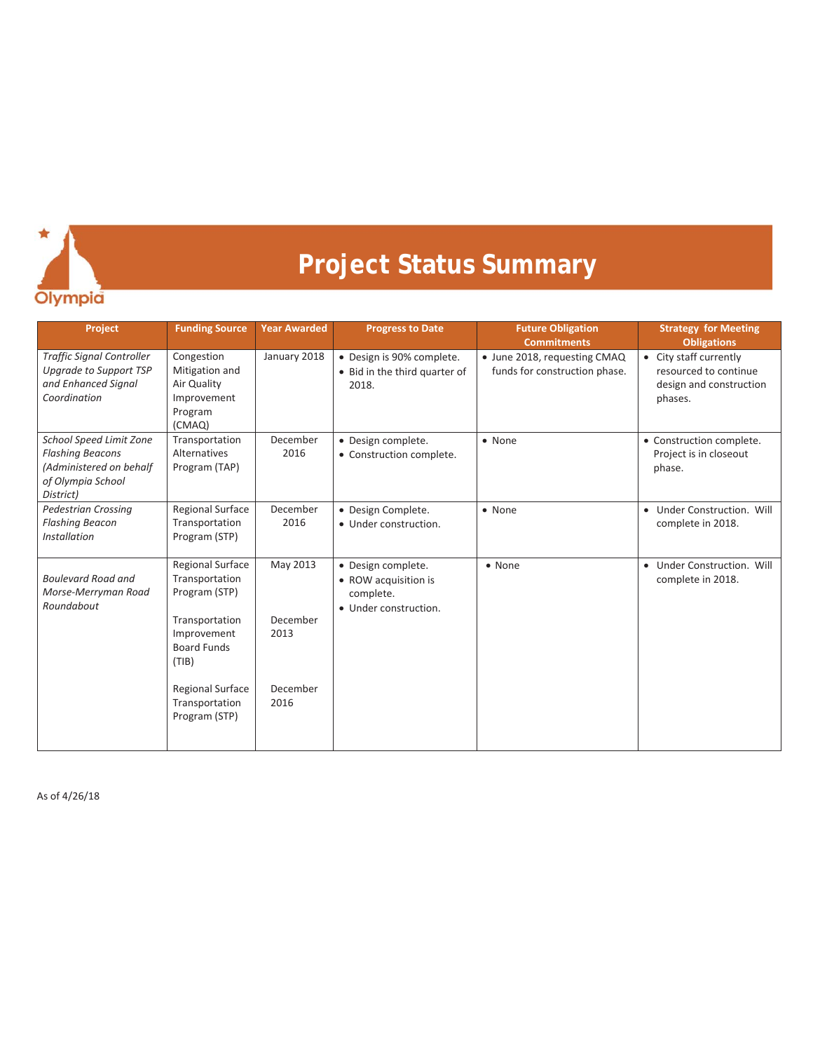# Project Status Summary

| Project | Funding Source | Year Awarded | Progress to Date | Future Obligation Commitments | Strategy for Meeting Obligations |
|---|---|---|---|---|---|
| *Traffic Signal Controller Upgrade to Support TSP and Enhanced Signal Coordination* | Congestion Mitigation and Air Quality Improvement Program (CMAQ) | January 2018 | • Design is 90% complete.<br>• Bid in the third quarter of 2018. | • June 2018, requesting CMAQ funds for construction phase. | • City staff currently resourced to continue design and construction phases. |
| *School Speed Limit Zone Flashing Beacons (Administered on behalf of Olympia School District)* | Transportation Alternatives Program (TAP) | December 2016 | • Design complete.<br>• Construction complete. | • None | • Construction complete. Project is in closeout phase. |
| *Pedestrian Crossing Flashing Beacon Installation* | Regional Surface Transportation Program (STP) | December 2016 | • Design Complete.<br>• Under construction. | • None | • Under Construction. Will complete in 2018. |
| *Boulevard Road and Morse-Merryman Road Roundabout* | Regional Surface Transportation Program (STP)<br><br>Transportation Improvement Board Funds (TIB)<br><br>Regional Surface Transportation Program (STP) | May 2013<br><br>December 2013<br><br>December 2016 | • Design complete.<br>• ROW acquisition is complete.<br>• Under construction. | • None | • Under Construction. Will complete in 2018. |

As of 4/26/18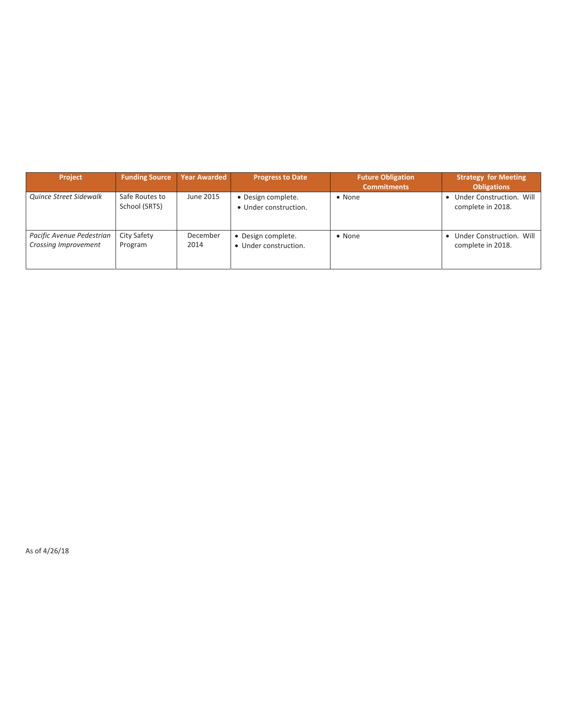| Project | Funding Source | Year Awarded | Progress to Date | Future Obligation Commitments | Strategy for Meeting Obligations |
|---|---|---|---|---|---|
| *Quince Street Sidewalk* | Safe Routes to School (SRTS) | June 2015 | • Design complete.<br>• Under construction. | • None | • Under Construction. Will complete in 2018. |
| *Pacific Avenue Pedestrian Crossing Improvement* | City Safety Program | December 2014 | • Design complete.<br>• Under construction. | • None | • Under Construction. Will complete in 2018. |

As of 4/26/18